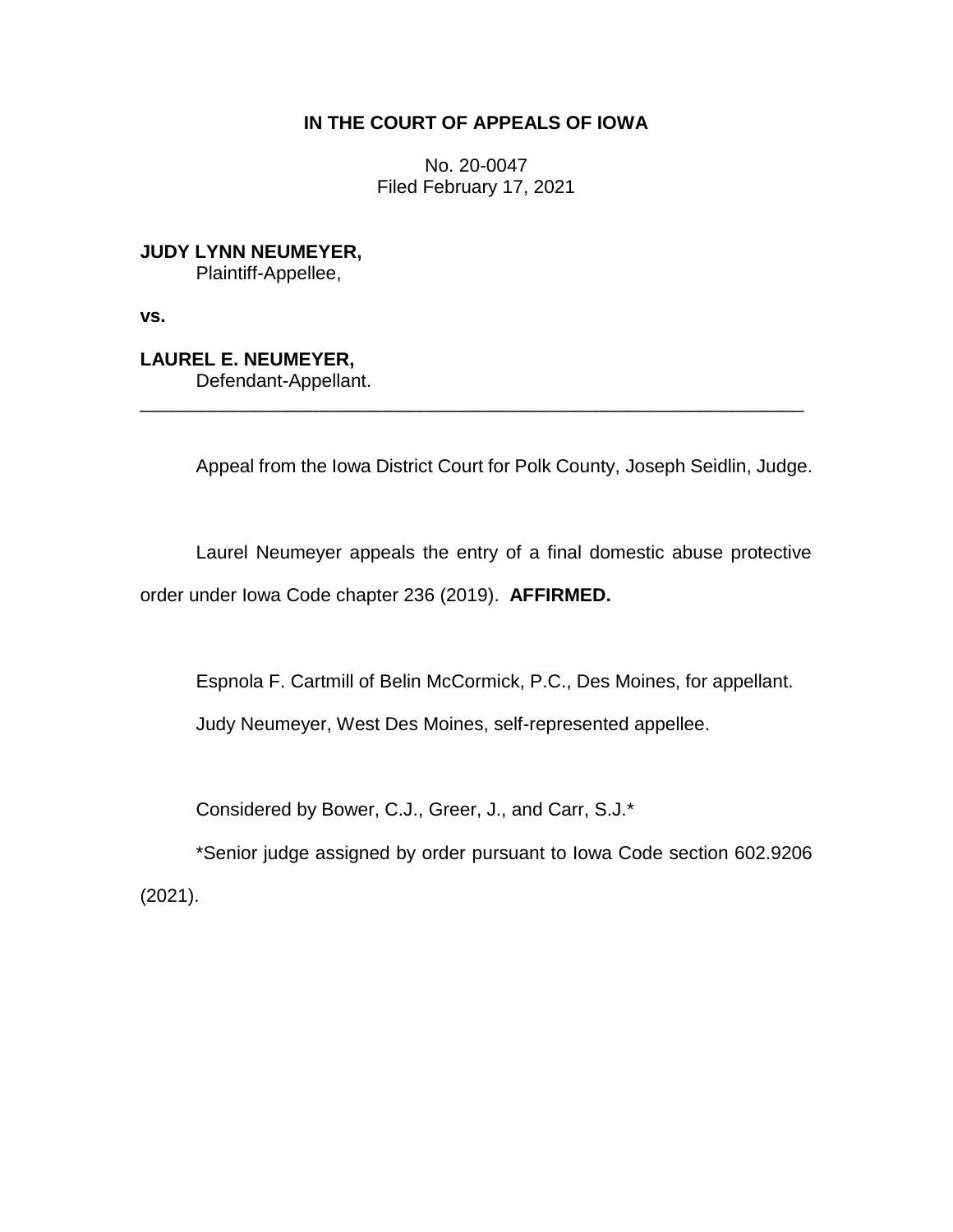**IN THE COURT OF APPEALS OF IOWA**

No. 20-0047
Filed February 17, 2021

**JUDY LYNN NEUMEYER,**
Plaintiff-Appellee,

**vs.**

**LAUREL E. NEUMEYER,**
Defendant-Appellant.

---

Appeal from the Iowa District Court for Polk County, Joseph Seidlin, Judge.

Laurel Neumeyer appeals the entry of a final domestic abuse protective order under Iowa Code chapter 236 (2019). **AFFIRMED.**

Espnola F. Cartmill of Belin McCormick, P.C., Des Moines, for appellant.

Judy Neumeyer, West Des Moines, self-represented appellee.

Considered by Bower, C.J., Greer, J., and Carr, S.J.*

*Senior judge assigned by order pursuant to Iowa Code section 602.9206 (2021).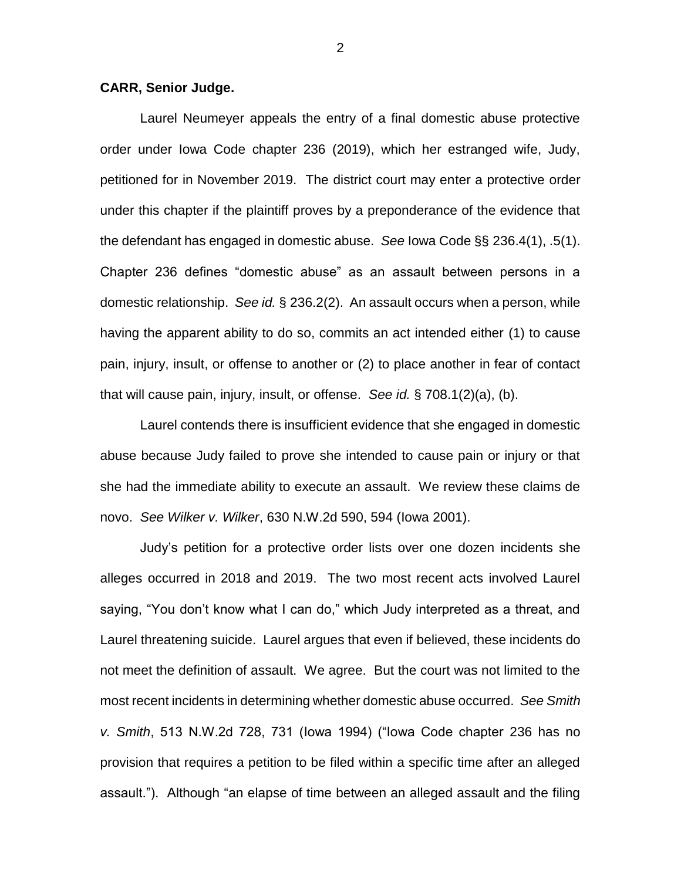**CARR, Senior Judge.**

Laurel Neumeyer appeals the entry of a final domestic abuse protective order under Iowa Code chapter 236 (2019), which her estranged wife, Judy, petitioned for in November 2019. The district court may enter a protective order under this chapter if the plaintiff proves by a preponderance of the evidence that the defendant has engaged in domestic abuse. *See* Iowa Code §§ 236.4(1), .5(1). Chapter 236 defines "domestic abuse" as an assault between persons in a domestic relationship. *See id.* § 236.2(2). An assault occurs when a person, while having the apparent ability to do so, commits an act intended either (1) to cause pain, injury, insult, or offense to another or (2) to place another in fear of contact that will cause pain, injury, insult, or offense. *See id.* § 708.1(2)(a), (b).

Laurel contends there is insufficient evidence that she engaged in domestic abuse because Judy failed to prove she intended to cause pain or injury or that she had the immediate ability to execute an assault. We review these claims de novo. *See Wilker v. Wilker*, 630 N.W.2d 590, 594 (Iowa 2001).

Judy's petition for a protective order lists over one dozen incidents she alleges occurred in 2018 and 2019. The two most recent acts involved Laurel saying, "You don't know what I can do," which Judy interpreted as a threat, and Laurel threatening suicide. Laurel argues that even if believed, these incidents do not meet the definition of assault. We agree. But the court was not limited to the most recent incidents in determining whether domestic abuse occurred. *See Smith v. Smith*, 513 N.W.2d 728, 731 (Iowa 1994) ("Iowa Code chapter 236 has no provision that requires a petition to be filed within a specific time after an alleged assault."). Although "an elapse of time between an alleged assault and the filing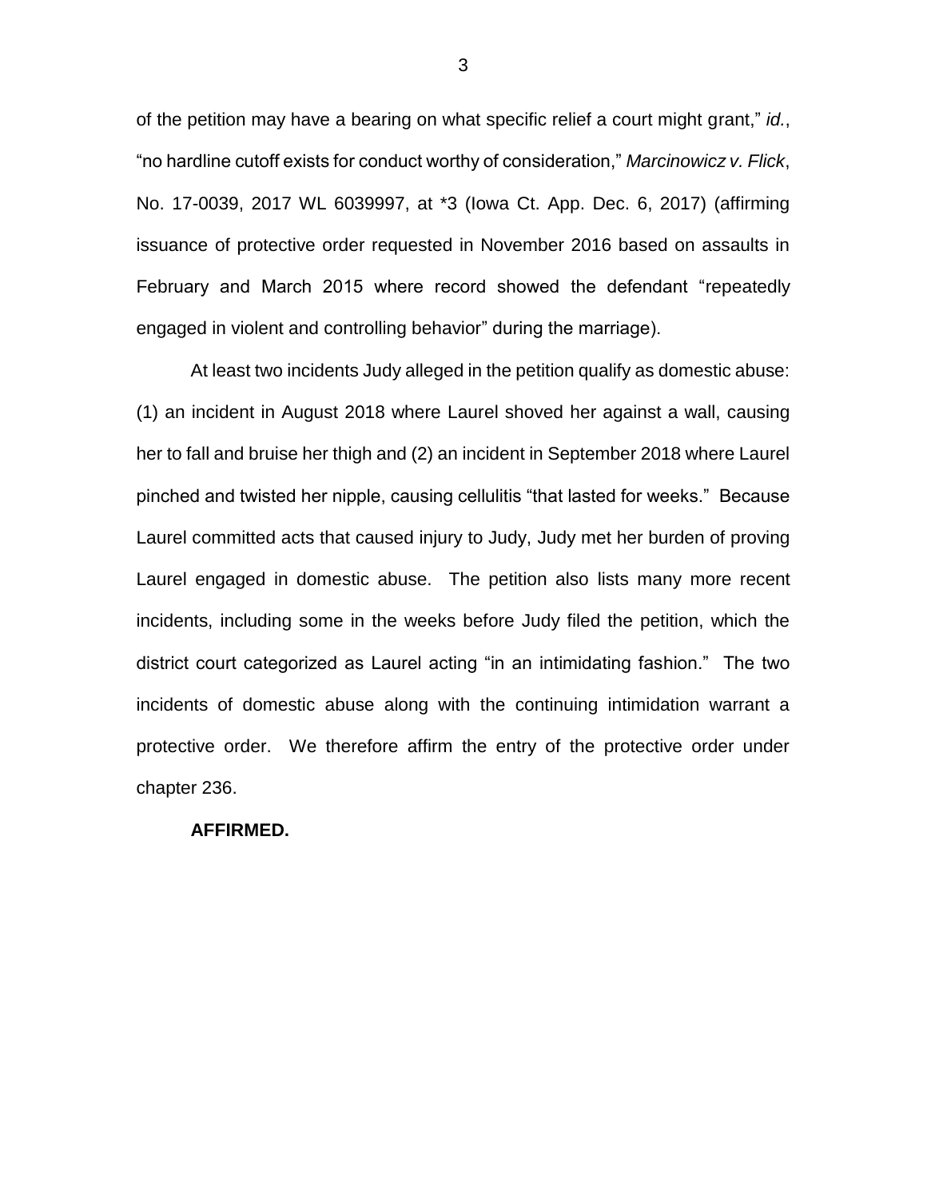of the petition may have a bearing on what specific relief a court might grant," *id.*, "no hardline cutoff exists for conduct worthy of consideration," *Marcinowicz v. Flick*, No. 17-0039, 2017 WL 6039997, at *3 (Iowa Ct. App. Dec. 6, 2017) (affirming issuance of protective order requested in November 2016 based on assaults in February and March 2015 where record showed the defendant "repeatedly engaged in violent and controlling behavior" during the marriage).

At least two incidents Judy alleged in the petition qualify as domestic abuse: (1) an incident in August 2018 where Laurel shoved her against a wall, causing her to fall and bruise her thigh and (2) an incident in September 2018 where Laurel pinched and twisted her nipple, causing cellulitis "that lasted for weeks." Because Laurel committed acts that caused injury to Judy, Judy met her burden of proving Laurel engaged in domestic abuse. The petition also lists many more recent incidents, including some in the weeks before Judy filed the petition, which the district court categorized as Laurel acting "in an intimidating fashion." The two incidents of domestic abuse along with the continuing intimidation warrant a protective order. We therefore affirm the entry of the protective order under chapter 236.

**AFFIRMED.**